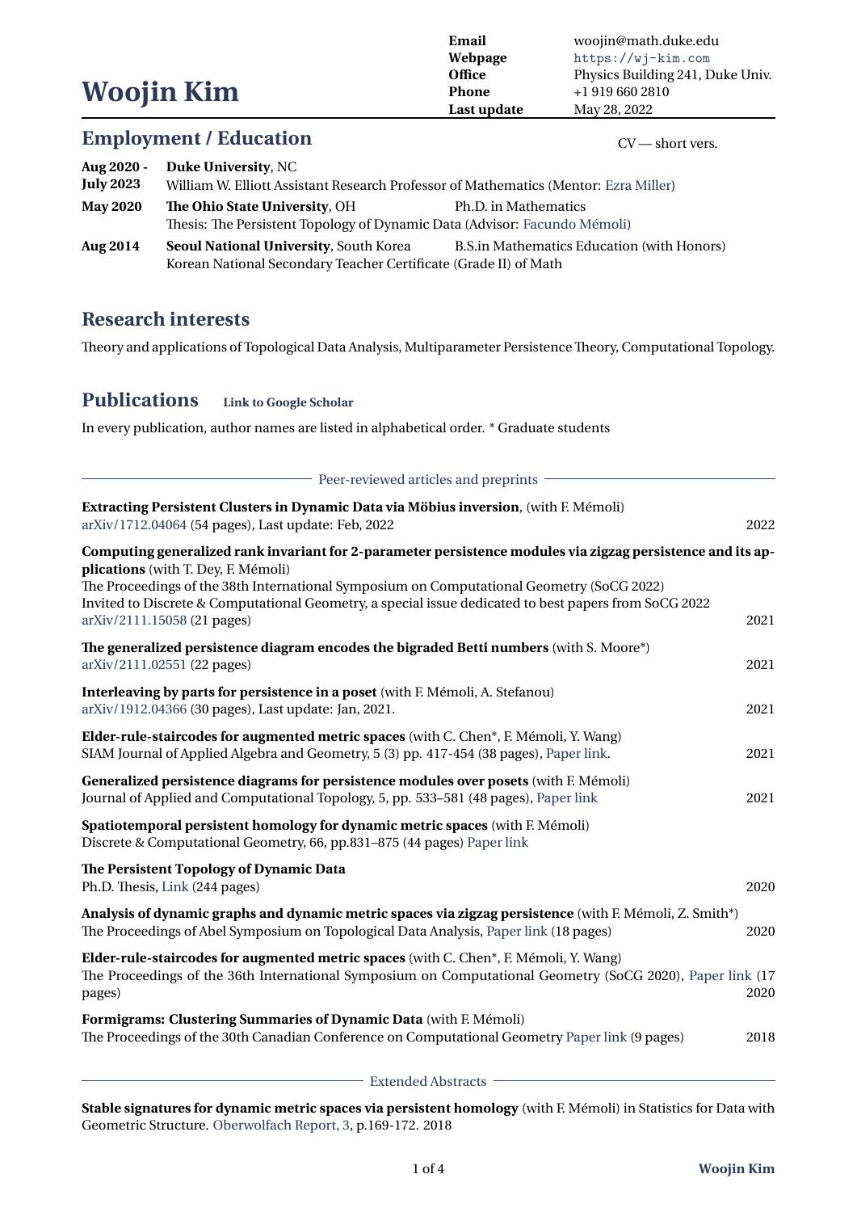# Woojin Kim

| | |
|---|---|
| **Email** | woojin@math.duke.edu |
| **Webpage** | https://wj-kim.com |
| **Office** | Physics Building 241, Duke Univ. |
| **Phone** | +1 919 660 2810 |
| **Last update** | May 28, 2022 |

## Employment / Education

CV — short vers.

**Aug 2020 - July 2023** **Duke University**, NC
William W. Elliott Assistant Research Professor of Mathematics (Mentor: Ezra Miller)

**May 2020** **The Ohio State University**, OH — Ph.D. in Mathematics
Thesis: The Persistent Topology of Dynamic Data (Advisor: Facundo Mémoli)

**Aug 2014** **Seoul National University**, South Korea — B.S.in Mathematics Education (with Honors)
Korean National Secondary Teacher Certificate (Grade II) of Math

## Research interests

Theory and applications of Topological Data Analysis, Multiparameter Persistence Theory, Computational Topology.

## Publications

**Link to Google Scholar**

In every publication, author names are listed in alphabetical order. * Graduate students

### Peer-reviewed articles and preprints

**Extracting Persistent Clusters in Dynamic Data via Möbius inversion**, (with F. Mémoli)
arXiv/1712.04064 (54 pages), Last update: Feb, 2022 — 2022

**Computing generalized rank invariant for 2-parameter persistence modules via zigzag persistence and its applications** (with T. Dey, F. Mémoli)
The Proceedings of the 38th International Symposium on Computational Geometry (SoCG 2022)
Invited to Discrete & Computational Geometry, a special issue dedicated to best papers from SoCG 2022
arXiv/2111.15058 (21 pages) — 2021

**The generalized persistence diagram encodes the bigraded Betti numbers** (with S. Moore*)
arXiv/2111.02551 (22 pages) — 2021

**Interleaving by parts for persistence in a poset** (with F. Mémoli, A. Stefanou)
arXiv/1912.04366 (30 pages), Last update: Jan, 2021. — 2021

**Elder-rule-staircodes for augmented metric spaces** (with C. Chen*, F. Mémoli, Y. Wang)
SIAM Journal of Applied Algebra and Geometry, 5 (3) pp. 417-454 (38 pages), Paper link. — 2021

**Generalized persistence diagrams for persistence modules over posets** (with F. Mémoli)
Journal of Applied and Computational Topology, 5, pp. 533–581 (48 pages), Paper link — 2021

**Spatiotemporal persistent homology for dynamic metric spaces** (with F. Mémoli)
Discrete & Computational Geometry, 66, pp.831–875 (44 pages) Paper link

**The Persistent Topology of Dynamic Data**
Ph.D. Thesis, Link (244 pages) — 2020

**Analysis of dynamic graphs and dynamic metric spaces via zigzag persistence** (with F. Mémoli, Z. Smith*)
The Proceedings of Abel Symposium on Topological Data Analysis, Paper link (18 pages) — 2020

**Elder-rule-staircodes for augmented metric spaces** (with C. Chen*, F. Mémoli, Y. Wang)
The Proceedings of the 36th International Symposium on Computational Geometry (SoCG 2020), Paper link (17 pages) — 2020

**Formigrams: Clustering Summaries of Dynamic Data** (with F. Mémoli)
The Proceedings of the 30th Canadian Conference on Computational Geometry Paper link (9 pages) — 2018

### Extended Abstracts

**Stable signatures for dynamic metric spaces via persistent homology** (with F. Mémoli) in Statistics for Data with Geometric Structure. Oberwolfach Report, 3, p.169-172. 2018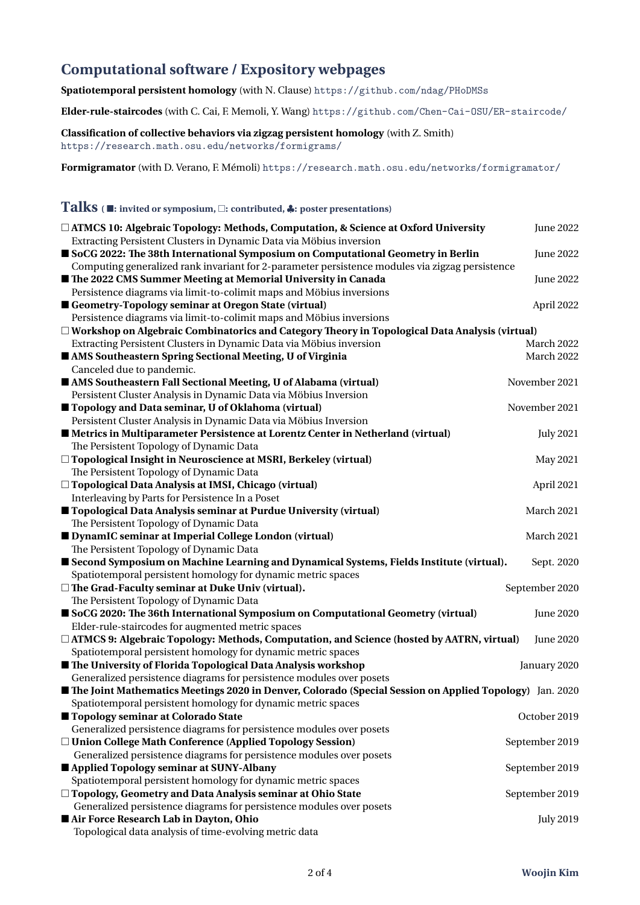## Computational software / Expository webpages

**Spatiotemporal persistent homology** (with N. Clause) https://github.com/ndag/PHoDMSs

**Elder-rule-staircodes** (with C. Cai, F. Memoli, Y. Wang) https://github.com/Chen-Cai-OSU/ER-staircode/

**Classification of collective behaviors via zigzag persistent homology** (with Z. Smith) https://research.math.osu.edu/networks/formigrams/

**Formigramator** (with D. Verano, F. Mémoli) https://research.math.osu.edu/networks/formigramator/

## Talks (■: invited or symposium, □: contributed, ♣: poster presentations)

□ **ATMCS 10: Algebraic Topology: Methods, Computation, & Science at Oxford University** — June 2022
Extracting Persistent Clusters in Dynamic Data via Möbius inversion

■ **SoCG 2022: The 38th International Symposium on Computational Geometry in Berlin** — June 2022
Computing generalized rank invariant for 2-parameter persistence modules via zigzag persistence

■ **The 2022 CMS Summer Meeting at Memorial University in Canada** — June 2022
Persistence diagrams via limit-to-colimit maps and Möbius inversions

■ **Geometry-Topology seminar at Oregon State (virtual)** — April 2022
Persistence diagrams via limit-to-colimit maps and Möbius inversions

□ **Workshop on Algebraic Combinatorics and Category Theory in Topological Data Analysis (virtual)** — March 2022
Extracting Persistent Clusters in Dynamic Data via Möbius inversion

■ **AMS Southeastern Spring Sectional Meeting, U of Virginia** — March 2022
Canceled due to pandemic.

■ **AMS Southeastern Fall Sectional Meeting, U of Alabama (virtual)** — November 2021
Persistent Cluster Analysis in Dynamic Data via Möbius Inversion

■ **Topology and Data seminar, U of Oklahoma (virtual)** — November 2021
Persistent Cluster Analysis in Dynamic Data via Möbius Inversion

■ **Metrics in Multiparameter Persistence at Lorentz Center in Netherland (virtual)** — July 2021
The Persistent Topology of Dynamic Data

□ **Topological Insight in Neuroscience at MSRI, Berkeley (virtual)** — May 2021
The Persistent Topology of Dynamic Data

□ **Topological Data Analysis at IMSI, Chicago (virtual)** — April 2021
Interleaving by Parts for Persistence In a Poset

■ **Topological Data Analysis seminar at Purdue University (virtual)** — March 2021
The Persistent Topology of Dynamic Data

■ **DynamIC seminar at Imperial College London (virtual)** — March 2021
The Persistent Topology of Dynamic Data

■ **Second Symposium on Machine Learning and Dynamical Systems, Fields Institute (virtual).** — Sept. 2020
Spatiotemporal persistent homology for dynamic metric spaces

□ **The Grad-Faculty seminar at Duke Univ (virtual).** — September 2020
The Persistent Topology of Dynamic Data

■ **SoCG 2020: The 36th International Symposium on Computational Geometry (virtual)** — June 2020
Elder-rule-staircodes for augmented metric spaces

□ **ATMCS 9: Algebraic Topology: Methods, Computation, and Science (hosted by AATRN, virtual)** — June 2020
Spatiotemporal persistent homology for dynamic metric spaces

■ **The University of Florida Topological Data Analysis workshop** — January 2020
Generalized persistence diagrams for persistence modules over posets

■ **The Joint Mathematics Meetings 2020 in Denver, Colorado (Special Session on Applied Topology)** — Jan. 2020
Spatiotemporal persistent homology for dynamic metric spaces

■ **Topology seminar at Colorado State** — October 2019
Generalized persistence diagrams for persistence modules over posets

□ **Union College Math Conference (Applied Topology Session)** — September 2019
Generalized persistence diagrams for persistence modules over posets

■ **Applied Topology seminar at SUNY-Albany** — September 2019
Spatiotemporal persistent homology for dynamic metric spaces

□ **Topology, Geometry and Data Analysis seminar at Ohio State** — September 2019
Generalized persistence diagrams for persistence modules over posets

■ **Air Force Research Lab in Dayton, Ohio** — July 2019
Topological data analysis of time-evolving metric data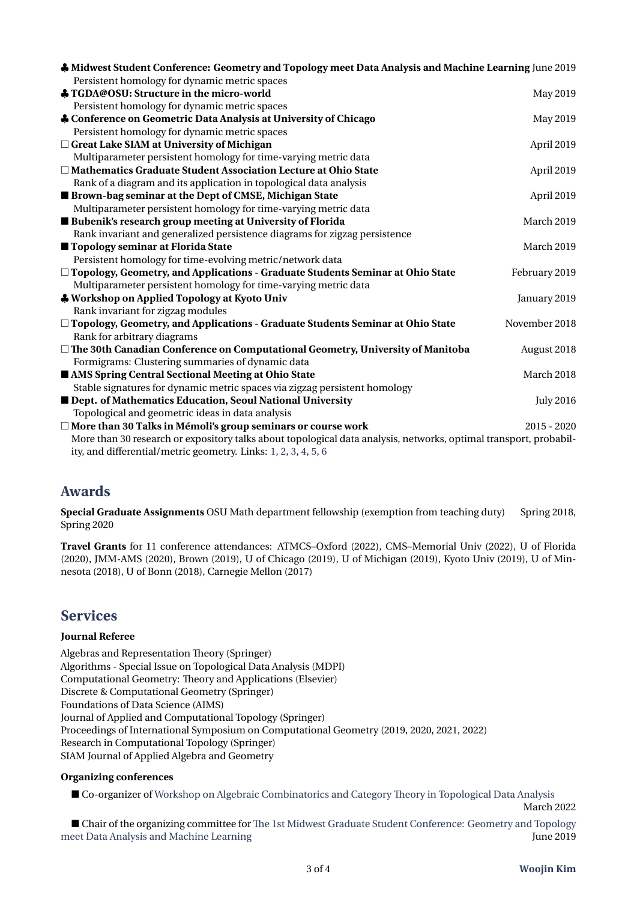♣ **Midwest Student Conference: Geometry and Topology meet Data Analysis and Machine Learning** June 2019
Persistent homology for dynamic metric spaces

♣ **TGDA@OSU: Structure in the micro-world** May 2019
Persistent homology for dynamic metric spaces

♣ **Conference on Geometric Data Analysis at University of Chicago** May 2019
Persistent homology for dynamic metric spaces

□ **Great Lake SIAM at University of Michigan** April 2019
Multiparameter persistent homology for time-varying metric data

□ **Mathematics Graduate Student Association Lecture at Ohio State** April 2019
Rank of a diagram and its application in topological data analysis

■ **Brown-bag seminar at the Dept of CMSE, Michigan State** April 2019
Multiparameter persistent homology for time-varying metric data

■ **Bubenik's research group meeting at University of Florida** March 2019
Rank invariant and generalized persistence diagrams for zigzag persistence

■ **Topology seminar at Florida State** March 2019
Persistent homology for time-evolving metric/network data

□ **Topology, Geometry, and Applications - Graduate Students Seminar at Ohio State** February 2019
Multiparameter persistent homology for time-varying metric data

♣ **Workshop on Applied Topology at Kyoto Univ** January 2019
Rank invariant for zigzag modules

□ **Topology, Geometry, and Applications - Graduate Students Seminar at Ohio State** November 2018
Rank for arbitrary diagrams

□ **The 30th Canadian Conference on Computational Geometry, University of Manitoba** August 2018
Formigrams: Clustering summaries of dynamic data

■ **AMS Spring Central Sectional Meeting at Ohio State** March 2018
Stable signatures for dynamic metric spaces via zigzag persistent homology

■ **Dept. of Mathematics Education, Seoul National University** July 2016
Topological and geometric ideas in data analysis

□ **More than 30 Talks in Mémoli's group seminars or course work** 2015 - 2020
More than 30 research or expository talks about topological data analysis, networks, optimal transport, probability, and differential/metric geometry. Links: 1, 2, 3, 4, 5, 6

## Awards

**Special Graduate Assignments** OSU Math department fellowship (exemption from teaching duty) Spring 2018, Spring 2020

**Travel Grants** for 11 conference attendances: ATMCS–Oxford (2022), CMS–Memorial Univ (2022), U of Florida (2020), JMM-AMS (2020), Brown (2019), U of Chicago (2019), U of Michigan (2019), Kyoto Univ (2019), U of Minnesota (2018), U of Bonn (2018), Carnegie Mellon (2017)

## Services

**Journal Referee**

Algebras and Representation Theory (Springer)
Algorithms - Special Issue on Topological Data Analysis (MDPI)
Computational Geometry: Theory and Applications (Elsevier)
Discrete & Computational Geometry (Springer)
Foundations of Data Science (AIMS)
Journal of Applied and Computational Topology (Springer)
Proceedings of International Symposium on Computational Geometry (2019, 2020, 2021, 2022)
Research in Computational Topology (Springer)
SIAM Journal of Applied Algebra and Geometry

**Organizing conferences**

■ Co-organizer of Workshop on Algebraic Combinatorics and Category Theory in Topological Data Analysis March 2022

■ Chair of the organizing committee for The 1st Midwest Graduate Student Conference: Geometry and Topology meet Data Analysis and Machine Learning June 2019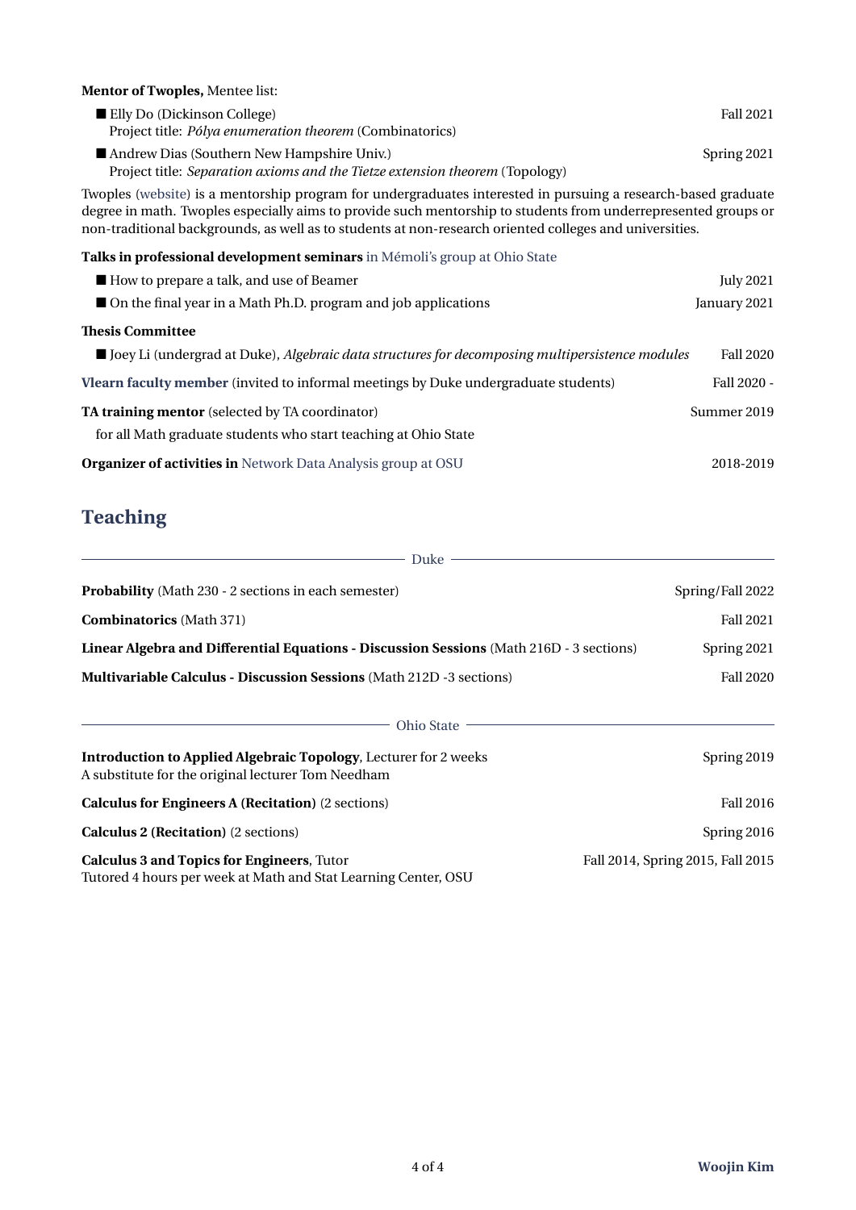**Mentor of Twoples,** Mentee list:

- Elly Do (Dickinson College) — Fall 2021
  Project title: *Pólya enumeration theorem* (Combinatorics)
- Andrew Dias (Southern New Hampshire Univ.) — Spring 2021
  Project title: *Separation axioms and the Tietze extension theorem* (Topology)

Twoples (website) is a mentorship program for undergraduates interested in pursuing a research-based graduate degree in math. Twoples especially aims to provide such mentorship to students from underrepresented groups or non-traditional backgrounds, as well as to students at non-research oriented colleges and universities.

**Talks in professional development seminars** in Mémoli's group at Ohio State

- How to prepare a talk, and use of Beamer — July 2021
- On the final year in a Math Ph.D. program and job applications — January 2021

**Thesis Committee**

- Joey Li (undergrad at Duke), *Algebraic data structures for decomposing multipersistence modules* — Fall 2020

**Vlearn faculty member** (invited to informal meetings by Duke undergraduate students) — Fall 2020 -

**TA training mentor** (selected by TA coordinator) — Summer 2019
for all Math graduate students who start teaching at Ohio State

**Organizer of activities in** Network Data Analysis group at OSU — 2018-2019

## Teaching

### Duke

**Probability** (Math 230 - 2 sections in each semester) — Spring/Fall 2022

**Combinatorics** (Math 371) — Fall 2021

**Linear Algebra and Differential Equations - Discussion Sessions** (Math 216D - 3 sections) — Spring 2021

**Multivariable Calculus - Discussion Sessions** (Math 212D -3 sections) — Fall 2020

### Ohio State

**Introduction to Applied Algebraic Topology**, Lecturer for 2 weeks — Spring 2019
A substitute for the original lecturer Tom Needham

**Calculus for Engineers A (Recitation)** (2 sections) — Fall 2016

**Calculus 2 (Recitation)** (2 sections) — Spring 2016

**Calculus 3 and Topics for Engineers**, Tutor — Fall 2014, Spring 2015, Fall 2015
Tutored 4 hours per week at Math and Stat Learning Center, OSU